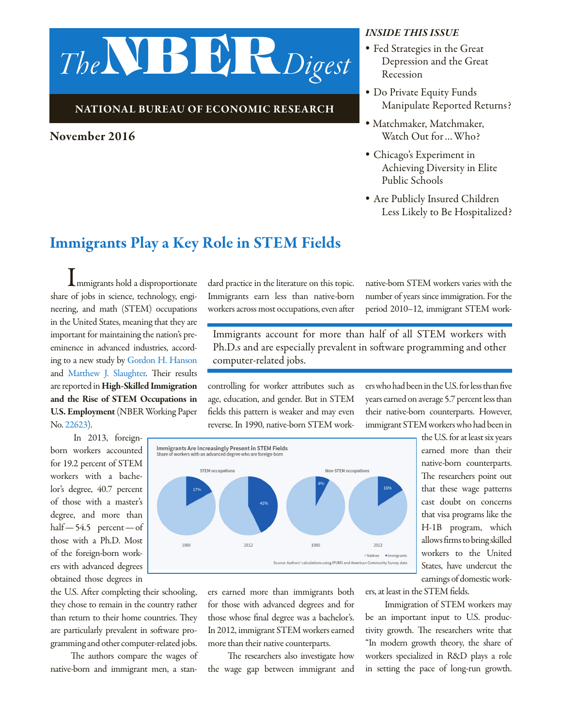# The NBER Digest

**NATIONAL BUREAU OF ECONOMIC RESEARCH**

**November 2016**

*INSIDE THIS ISSUE*

- Fed Strategies in the Great Depression and the Great Recession
- Do Private Equity Funds Manipulate Reported Returns?
- Matchmaker, Matchmaker, Watch Out for … Who?
- Chicago's Experiment in Achieving Diversity in Elite Public Schools
- Are Publicly Insured Children Less Likely to Be Hospitalized?

## Immigrants Play a Key Role in STEM Fields

Immigrants hold a disproportionate share of jobs in science, technology, engineering, and math (STEM) occupations in the United States, meaning that they are important for maintaining the nation's preeminence in advanced industries, according to a new study by Gordon H. Hanson and Matthew J. Slaughter. Their results are reported in **High-Skilled Immigration and the Rise of STEM Occupations in U.S. Employment** (NBER Working Paper No. 22623).

In 2013, foreign-born workers accounted for 19.2 percent of STEM workers with a bachelor's degree, 40.7 percent of those with a master's degree, and more than half — 54.5 percent — of those with a Ph.D. Most of the foreign-born workers with advanced degrees obtained those degrees in the U.S. After completing their schooling, they chose to remain in the country rather than return to their home countries. They are particularly prevalent in software programming and other computer-related jobs.

The authors compare the wages of native-born and immigrant men, a standard practice in the literature on this topic. Immigrants earn less than native-born workers across most occupations, even after controlling for worker attributes such as age, education, and gender. But in STEM fields this pattern is weaker and may even reverse. In 1990, native-born STEM workers earned more than immigrants both for those with advanced degrees and for those whose final degree was a bachelor's. In 2012, immigrant STEM workers earned more than their native counterparts.

> Immigrants account for more than half of all STEM workers with Ph.D.s and are especially prevalent in software programming and other computer-related jobs.

**Immigrants Are Increasingly Present in STEM Fields**
Share of workers with an advanced degree who are foreign-born

| | STEM occupations | Non-STEM occupations |
|---|---|---|
| 1980 | 17% | 8% |
| 2012 | 43% | 16% |

Source: Authors' calculations using IPUMS and American Community Survey data

The researchers also investigate how the wage gap between immigrant and native-born STEM workers varies with the number of years since immigration. For the period 2010–12, immigrant STEM workers who had been in the U.S. for less than five years earned on average 5.7 percent less than their native-born counterparts. However, immigrant STEM workers who had been in the U.S. for at least six years earned more than their native-born counterparts. The researchers point out that these wage patterns cast doubt on concerns that visa programs like the H-1B program, which allows firms to bring skilled workers to the United States, have undercut the earnings of domestic workers, at least in the STEM fields.

Immigration of STEM workers may be an important input to U.S. productivity growth. The researchers write that "In modern growth theory, the share of workers specialized in R&D plays a role in setting the pace of long-run growth.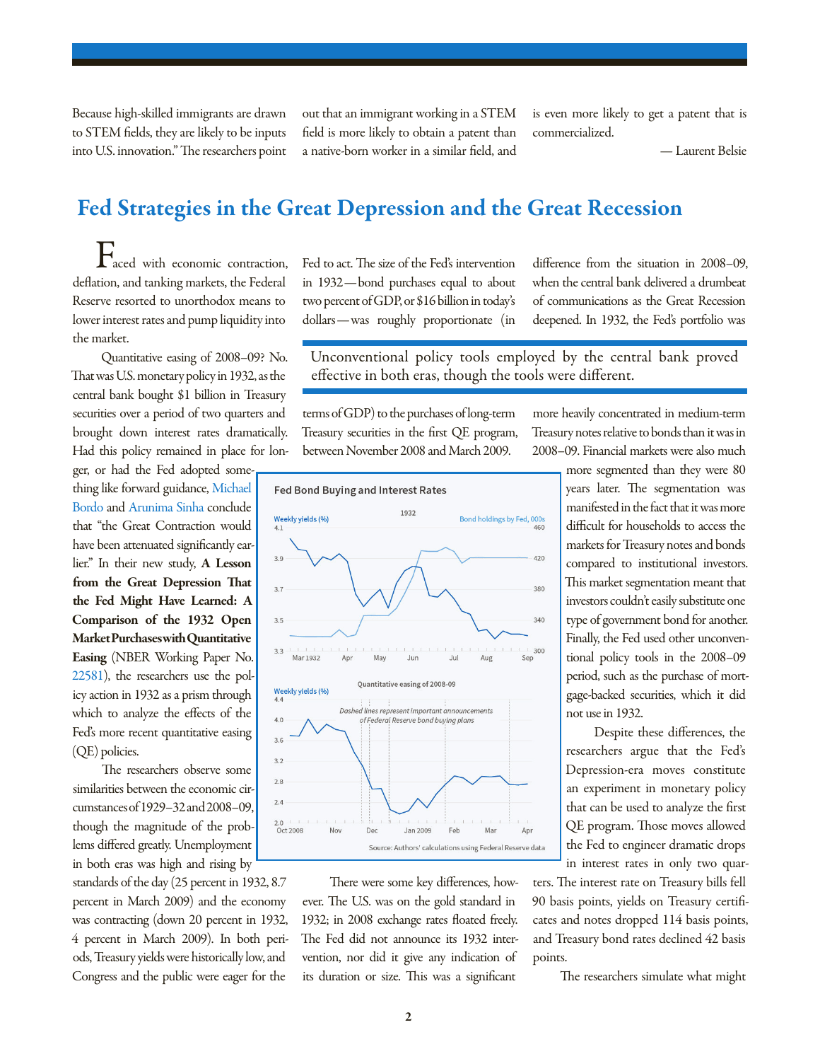Because high-skilled immigrants are drawn to STEM fields, they are likely to be inputs into U.S. innovation." The researchers point out that an immigrant working in a STEM field is more likely to obtain a patent than a native-born worker in a similar field, and is even more likely to get a patent that is commercialized.

— Laurent Belsie

## Fed Strategies in the Great Depression and the Great Recession

Faced with economic contraction, deflation, and tanking markets, the Federal Reserve resorted to unorthodox means to lower interest rates and pump liquidity into the market.

Quantitative easing of 2008–09? No. That was U.S. monetary policy in 1932, as the central bank bought $1 billion in Treasury securities over a period of two quarters and brought down interest rates dramatically. Had this policy remained in place for longer, or had the Fed adopted something like forward guidance, Michael Bordo and Arunima Sinha conclude that "the Great Contraction would have been attenuated significantly earlier." In their new study, **A Lesson from the Great Depression That the Fed Might Have Learned: A Comparison of the 1932 Open Market Purchases with Quantitative Easing** (NBER Working Paper No. 22581), the researchers use the policy action in 1932 as a prism through which to analyze the effects of the Fed's more recent quantitative easing (QE) policies.

The researchers observe some similarities between the economic circumstances of 1929–32 and 2008–09, though the magnitude of the problems differed greatly. Unemployment in both eras was high and rising by standards of the day (25 percent in 1932, 8.7 percent in March 2009) and the economy was contracting (down 20 percent in 1932, 4 percent in March 2009). In both periods, Treasury yields were historically low, and Congress and the public were eager for the Fed to act. The size of the Fed's intervention in 1932—bond purchases equal to about two percent of GDP, or $16 billion in today's dollars—was roughly proportionate (in terms of GDP) to the purchases of long-term Treasury securities in the first QE program, between November 2008 and March 2009.

> Unconventional policy tools employed by the central bank proved effective in both eras, though the tools were different.

**Fed Bond Buying and Interest Rates**

1932 — Weekly yields (%); Bond holdings by Fed, 000s (Mar 1932 – Sep)

Quantitative easing of 2008-09 — Weekly yields (%) (Oct 2008 – Apr). Dashed lines represent important announcements of Federal Reserve bond buying plans

Source: Authors' calculations using Federal Reserve data

There were some key differences, however. The U.S. was on the gold standard in 1932; in 2008 exchange rates floated freely. The Fed did not announce its 1932 intervention, nor did it give any indication of its duration or size. This was a significant difference from the situation in 2008–09, when the central bank delivered a drumbeat of communications as the Great Recession deepened. In 1932, the Fed's portfolio was more heavily concentrated in medium-term Treasury notes relative to bonds than it was in 2008–09. Financial markets were also much more segmented than they were 80 years later. The segmentation was manifested in the fact that it was more difficult for households to access the markets for Treasury notes and bonds compared to institutional investors. This market segmentation meant that investors couldn't easily substitute one type of government bond for another. Finally, the Fed used other unconventional policy tools in the 2008–09 period, such as the purchase of mortgage-backed securities, which it did not use in 1932.

Despite these differences, the researchers argue that the Fed's Depression-era moves constitute an experiment in monetary policy that can be used to analyze the first QE program. Those moves allowed the Fed to engineer dramatic drops in interest rates in only two quarters. The interest rate on Treasury bills fell 90 basis points, yields on Treasury certificates and notes dropped 114 basis points, and Treasury bond rates declined 42 basis points.

The researchers simulate what might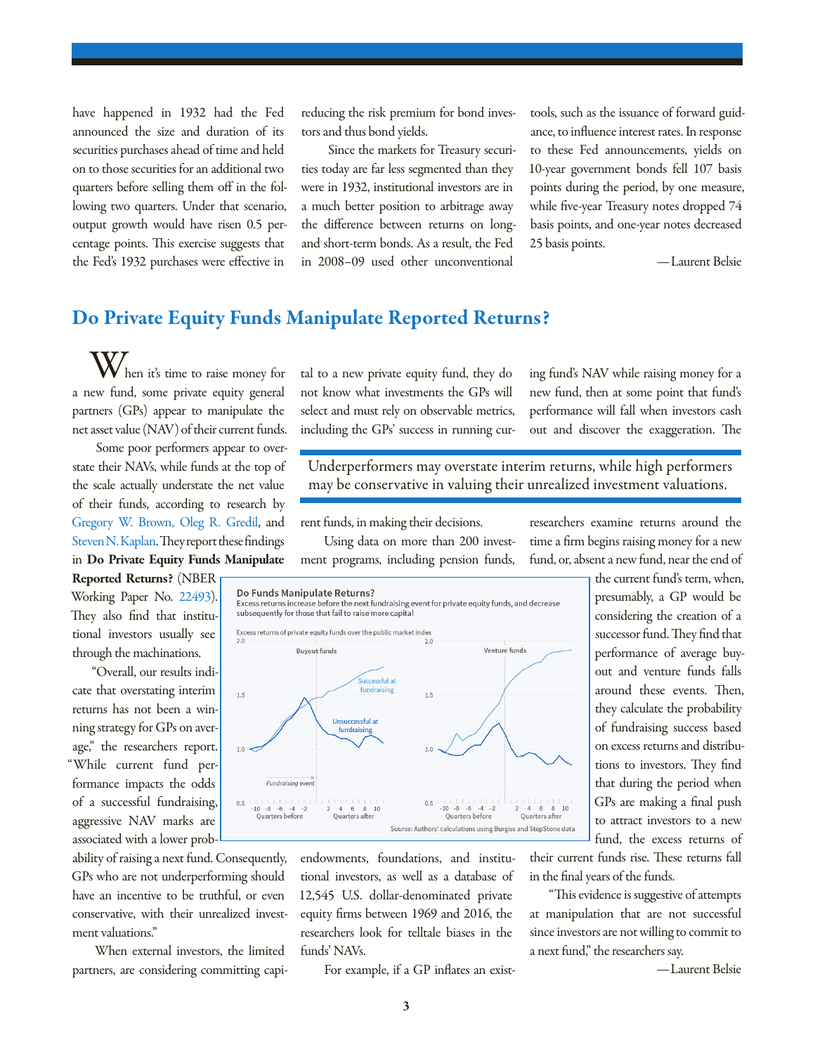have happened in 1932 had the Fed announced the size and duration of its securities purchases ahead of time and held on to those securities for an additional two quarters before selling them off in the following two quarters. Under that scenario, output growth would have risen 0.5 percentage points. This exercise suggests that the Fed's 1932 purchases were effective in reducing the risk premium for bond investors and thus bond yields.

Since the markets for Treasury securities today are far less segmented than they were in 1932, institutional investors are in a much better position to arbitrage away the difference between returns on long- and short-term bonds. As a result, the Fed in 2008–09 used other unconventional tools, such as the issuance of forward guidance, to influence interest rates. In response to these Fed announcements, yields on 10-year government bonds fell 107 basis points during the period, by one measure, while five-year Treasury notes dropped 74 basis points, and one-year notes decreased 25 basis points.

—Laurent Belsie

## Do Private Equity Funds Manipulate Reported Returns?

When it's time to raise money for a new fund, some private equity general partners (GPs) appear to manipulate the net asset value (NAV) of their current funds.

Some poor performers appear to overstate their NAVs, while funds at the top of the scale actually understate the net value of their funds, according to research by Gregory W. Brown, Oleg R. Gredil, and Steven N. Kaplan. They report these findings in **Do Private Equity Funds Manipulate Reported Returns?** (NBER Working Paper No. 22493). They also find that institutional investors usually see through the machinations.

"Overall, our results indicate that overstating interim returns has not been a winning strategy for GPs on average," the researchers report. "While current fund performance impacts the odds of a successful fundraising, aggressive NAV marks are associated with a lower probability of raising a next fund. Consequently, GPs who are not underperforming should have an incentive to be truthful, or even conservative, with their unrealized investment valuations."

When external investors, the limited partners, are considering committing capital to a new private equity fund, they do not know what investments the GPs will select and must rely on observable metrics, including the GPs' success in running current funds, in making their decisions.

> Underperformers may overstate interim returns, while high performers may be conservative in valuing their unrealized investment valuations.

Using data on more than 200 investment programs, including pension funds, endowments, foundations, and institutional investors, as well as a database of 12,545 U.S. dollar-denominated private equity firms between 1969 and 2016, the researchers look for telltale biases in the funds' NAVs.

**Do Funds Manipulate Returns?**

Excess returns increase before the next fundraising event for private equity funds, and decrease subsequently for those that fail to raise more capital

Excess returns of private equity funds over the public market index

[Chart panels: Buyout funds; Venture funds — lines for "Successful at fundraising" and "Unsuccessful at fundraising"; x-axis: Quarters before (-10 to -2), Quarters after (2 to 10); y-axis 0.5 to 2.0; Fundraising event marked]

Source: Authors' calculations using Burgiss and StepStone data

For example, if a GP inflates an existing fund's NAV while raising money for a new fund, then at some point that fund's performance will fall when investors cash out and discover the exaggeration. The researchers examine returns around the time a firm begins raising money for a new fund, or, absent a new fund, near the end of the current fund's term, when, presumably, a GP would be considering the creation of a successor fund. They find that performance of average buyout and venture funds falls around these events. Then, they calculate the probability of fundraising success based on excess returns and distributions to investors. They find that during the period when GPs are making a final push to attract investors to a new fund, the excess returns of their current funds rise. These returns fall in the final years of the funds.

"This evidence is suggestive of attempts at manipulation that are not successful since investors are not willing to commit to a next fund," the researchers say.

—Laurent Belsie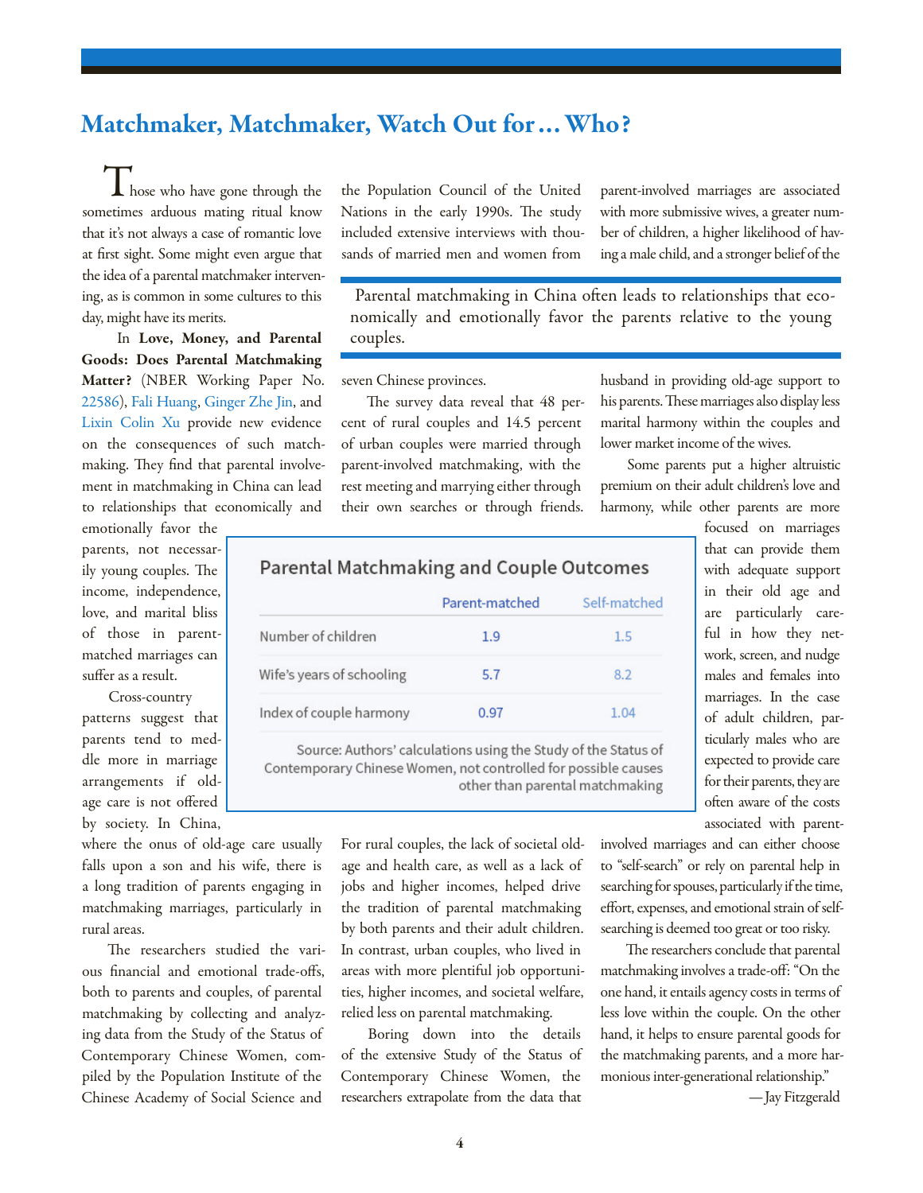## Matchmaker, Matchmaker, Watch Out for … Who?

Those who have gone through the sometimes arduous mating ritual know that it's not always a case of romantic love at first sight. Some might even argue that the idea of a parental matchmaker intervening, as is common in some cultures to this day, might have its merits.

In **Love, Money, and Parental Goods: Does Parental Matchmaking Matter?** (NBER Working Paper No. 22586), Fali Huang, Ginger Zhe Jin, and Lixin Colin Xu provide new evidence on the consequences of such matchmaking. They find that parental involvement in matchmaking in China can lead to relationships that economically and emotionally favor the parents, not necessarily young couples. The income, independence, love, and marital bliss of those in parent-matched marriages can suffer as a result.

Cross-country patterns suggest that parents tend to meddle more in marriage arrangements if old-age care is not offered by society. In China, where the onus of old-age care usually falls upon a son and his wife, there is a long tradition of parents engaging in matchmaking marriages, particularly in rural areas.

The researchers studied the various financial and emotional trade-offs, both to parents and couples, of parental matchmaking by collecting and analyzing data from the Study of the Status of Contemporary Chinese Women, compiled by the Population Institute of the Chinese Academy of Social Science and the Population Council of the United Nations in the early 1990s. The study included extensive interviews with thousands of married men and women from seven Chinese provinces.

> Parental matchmaking in China often leads to relationships that economically and emotionally favor the parents relative to the young couples.

The survey data reveal that 48 percent of rural couples and 14.5 percent of urban couples were married through parent-involved matchmaking, with the rest meeting and marrying either through their own searches or through friends.

**Parental Matchmaking and Couple Outcomes**

| | Parent-matched | Self-matched |
|---|---|---|
| Number of children | 1.9 | 1.5 |
| Wife's years of schooling | 5.7 | 8.2 |
| Index of couple harmony | 0.97 | 1.04 |

Source: Authors' calculations using the Study of the Status of Contemporary Chinese Women, not controlled for possible causes other than parental matchmaking

For rural couples, the lack of societal old-age and health care, as well as a lack of jobs and higher incomes, helped drive the tradition of parental matchmaking by both parents and their adult children. In contrast, urban couples, who lived in areas with more plentiful job opportunities, higher incomes, and societal welfare, relied less on parental matchmaking.

Boring down into the details of the extensive Study of the Status of Contemporary Chinese Women, the researchers extrapolate from the data that parent-involved marriages are associated with more submissive wives, a greater number of children, a higher likelihood of having a male child, and a stronger belief of the husband in providing old-age support to his parents. These marriages also display less marital harmony within the couples and lower market income of the wives.

Some parents put a higher altruistic premium on their adult children's love and harmony, while other parents are more focused on marriages that can provide them with adequate support in their old age and are particularly careful in how they network, screen, and nudge males and females into marriages. In the case of adult children, particularly males who are expected to provide care for their parents, they are often aware of the costs associated with parent-involved marriages and can either choose to "self-search" or rely on parental help in searching for spouses, particularly if the time, effort, expenses, and emotional strain of self-searching is deemed too great or too risky.

The researchers conclude that parental matchmaking involves a trade-off: "On the one hand, it entails agency costs in terms of less love within the couple. On the other hand, it helps to ensure parental goods for the matchmaking parents, and a more harmonious inter-generational relationship."

—Jay Fitzgerald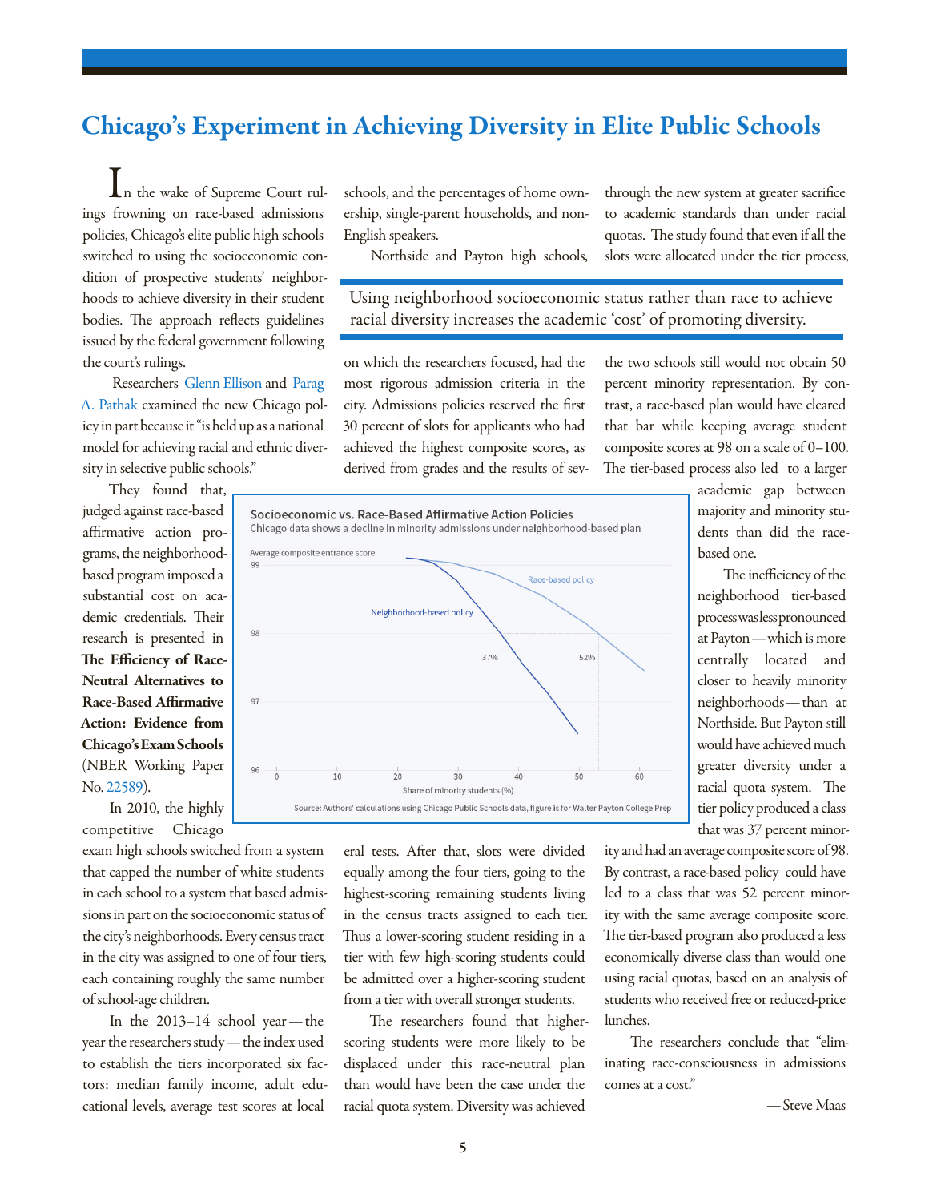# Chicago's Experiment in Achieving Diversity in Elite Public Schools

In the wake of Supreme Court rulings frowning on race-based admissions policies, Chicago's elite public high schools switched to using the socioeconomic condition of prospective students' neighborhoods to achieve diversity in their student bodies. The approach reflects guidelines issued by the federal government following the court's rulings.

Researchers Glenn Ellison and Parag A. Pathak examined the new Chicago policy in part because it "is held up as a national model for achieving racial and ethnic diversity in selective public schools."

They found that, judged against race-based affirmative action programs, the neighborhood-based program imposed a substantial cost on academic credentials. Their research is presented in **The Efficiency of Race-Neutral Alternatives to Race-Based Affirmative Action: Evidence from Chicago's Exam Schools** (NBER Working Paper No. 22589).

In 2010, the highly competitive Chicago exam high schools switched from a system that capped the number of white students in each school to a system that based admissions in part on the socioeconomic status of the city's neighborhoods. Every census tract in the city was assigned to one of four tiers, each containing roughly the same number of school-age children.

In the 2013–14 school year — the year the researchers study — the index used to establish the tiers incorporated six factors: median family income, adult educational levels, average test scores at local schools, and the percentages of home ownership, single-parent households, and non-English speakers.

Northside and Payton high schools, on which the researchers focused, had the most rigorous admission criteria in the city. Admissions policies reserved the first 30 percent of slots for applicants who had achieved the highest composite scores, as derived from grades and the results of several tests. After that, slots were divided equally among the four tiers, going to the highest-scoring remaining students living in the census tracts assigned to each tier. Thus a lower-scoring student residing in a tier with few high-scoring students could be admitted over a higher-scoring student from a tier with overall stronger students.

> Using neighborhood socioeconomic status rather than race to achieve racial diversity increases the academic 'cost' of promoting diversity.

The researchers found that higher-scoring students were more likely to be displaced under this race-neutral plan than would have been the case under the racial quota system. Diversity was achieved through the new system at greater sacrifice to academic standards than under racial quotas. The study found that even if all the slots were allocated under the tier process, the two schools still would not obtain 50 percent minority representation. By contrast, a race-based plan would have cleared that bar while keeping average student composite scores at 98 on a scale of 0–100. The tier-based process also led to a larger academic gap between majority and minority students than did the race-based one.

**Socioeconomic vs. Race-Based Affirmative Action Policies**
Chicago data shows a decline in minority admissions under neighborhood-based plan

Source: Authors' calculations using Chicago Public Schools data, figure is for Walter Payton College Prep

The inefficiency of the neighborhood tier-based process was less pronounced at Payton — which is more centrally located and closer to heavily minority neighborhoods — than at Northside. But Payton still would have achieved much greater diversity under a racial quota system. The tier policy produced a class that was 37 percent minority and had an average composite score of 98. By contrast, a race-based policy could have led to a class that was 52 percent minority with the same average composite score. The tier-based program also produced a less economically diverse class than would one using racial quotas, based on an analysis of students who received free or reduced-price lunches.

The researchers conclude that "eliminating race-consciousness in admissions comes at a cost."

— Steve Maas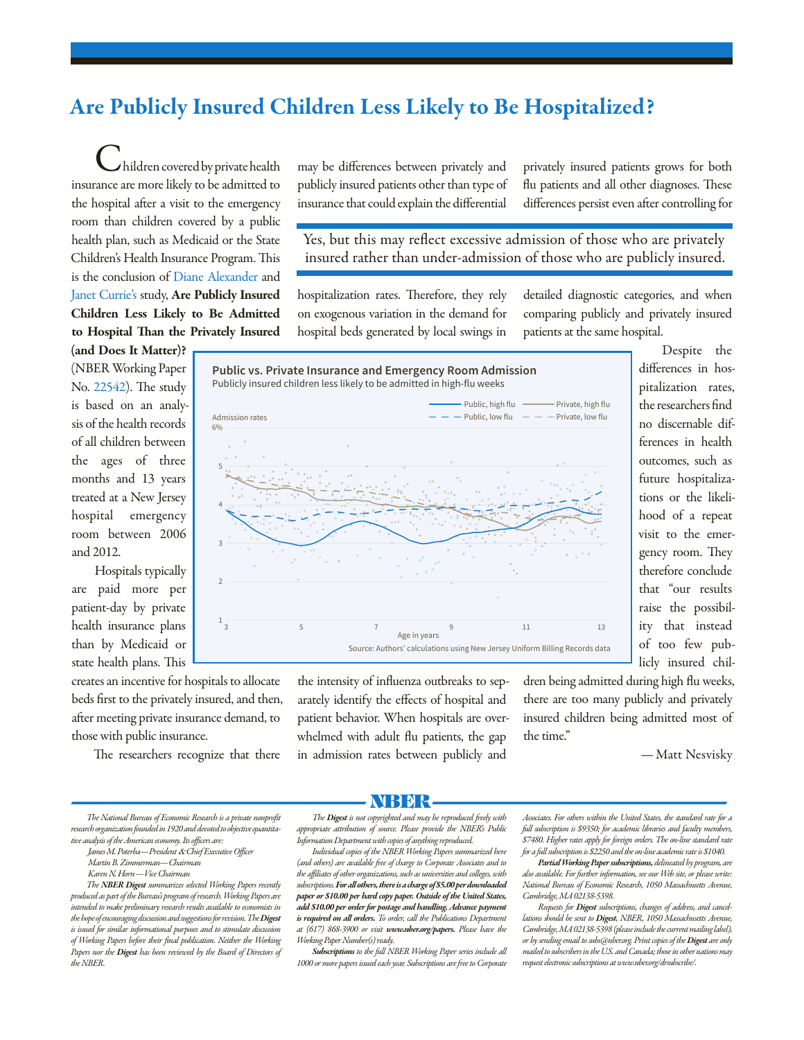# Are Publicly Insured Children Less Likely to Be Hospitalized?

Children covered by private health insurance are more likely to be admitted to the hospital after a visit to the emergency room than children covered by a public health plan, such as Medicaid or the State Children's Health Insurance Program. This is the conclusion of Diane Alexander and Janet Currie's study, **Are Publicly Insured Children Less Likely to Be Admitted to Hospital Than the Privately Insured (and Does It Matter)?** (NBER Working Paper No. 22542). The study is based on an analysis of the health records of all children between the ages of three months and 13 years treated at a New Jersey hospital emergency room between 2006 and 2012.

Hospitals typically are paid more per patient-day by private health insurance plans than by Medicaid or state health plans. This creates an incentive for hospitals to allocate beds first to the privately insured, and then, after meeting private insurance demand, to those with public insurance.

The researchers recognize that there may be differences between privately and publicly insured patients other than type of insurance that could explain the differential hospitalization rates. Therefore, they rely on exogenous variation in the demand for hospital beds generated by local swings in the intensity of influenza outbreaks to separately identify the effects of hospital and patient behavior. When hospitals are overwhelmed with adult flu patients, the gap in admission rates between publicly and privately insured patients grows for both flu patients and all other diagnoses. These differences persist even after controlling for detailed diagnostic categories, and when comparing publicly and privately insured patients at the same hospital.

> Yes, but this may reflect excessive admission of those who are privately insured rather than under-admission of those who are publicly insured.

**Public vs. Private Insurance and Emergency Room Admission**

Publicly insured children less likely to be admitted in high-flu weeks

Public, high flu
Private, high flu
Public, low flu
Private, low flu

Admission rates

6%
5
4
3
2
1

3
5
7
9
11
13

Age in years

Source: Authors' calculations using New Jersey Uniform Billing Records data

Despite the differences in hospitalization rates, the researchers find no discernable differences in health outcomes, such as future hospitalizations or the likelihood of a repeat visit to the emergency room. They therefore conclude that "our results raise the possibility that instead of too few publicly insured children being admitted during high flu weeks, there are too many publicly and privately insured children being admitted most of the time."

— Matt Nesvisky

---

**NBER**

*The National Bureau of Economic Research is a private nonprofit research organization founded in 1920 and devoted to objective quantitative analysis of the American economy. Its officers are:*

*James M. Poterba—President & Chief Executive Officer*
*Martin B. Zimmerman—Chairman*
*Karen N. Horn—Vice Chairman*

*The **NBER Digest** summarizes selected Working Papers recently produced as part of the Bureau's program of research. Working Papers are intended to make preliminary research results available to economists in the hope of encouraging discussion and suggestions for revision. The **Digest** is issued for similar informational purposes and to stimulate discussion of Working Papers before their final publication. Neither the Working Papers nor the **Digest** has been reviewed by the Board of Directors of the NBER.*

*The **Digest** is not copyrighted and may be reproduced freely with appropriate attribution of source. Please provide the NBER's Public Information Department with copies of anything reproduced.*

*Individual copies of the NBER Working Papers summarized here (and others) are available free of charge to Corporate Associates and to the affiliates of other organizations, such as universities and colleges, with subscriptions. **For all others, there is a charge of $5.00 per downloaded paper or $10.00 per hard copy paper. Outside of the United States, add $10.00 per order for postage and handling. Advance payment is required on all orders.** To order, call the Publications Department at (617) 868-3900 or visit **www.nber.org/papers.** Please have the Working Paper Number(s) ready.*

***Subscriptions** to the full NBER Working Paper series include all 1000 or more papers issued each year. Subscriptions are free to Corporate Associates. For others within the United States, the standard rate for a full subscription is $9350; for academic libraries and faculty members, $7480. Higher rates apply for foreign orders. The on-line standard rate for a full subscription is $2250 and the on-line academic rate is $1040.*

***Partial Working Paper subscriptions,** delineated by program, are also available. For further information, see our Web site, or please write: National Bureau of Economic Research, 1050 Massachusetts Avenue, Cambridge, MA 02138-5398.*

*Requests for **Digest** subscriptions, changes of address, and cancellations should be sent to **Digest**, NBER, 1050 Massachusetts Avenue, Cambridge, MA 02138-5398 (please include the current mailing label), or by sending email to subs@nber.org. Print copies of the **Digest** are only mailed to subscribers in the U.S. and Canada; those in other nations may request electronic subscriptions at www.nber.org/drsubscribe/.*